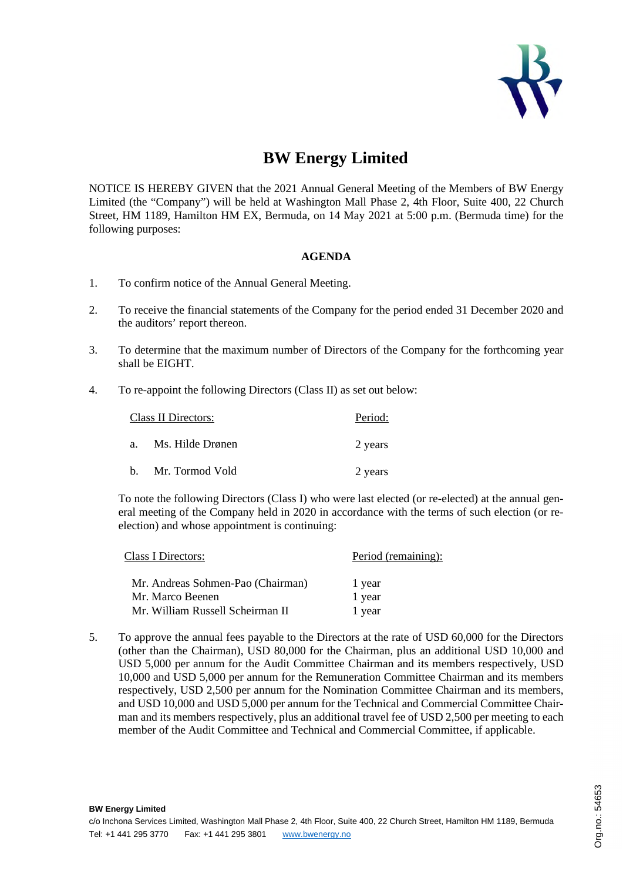# BW Energy Limited

NOTICE IS HEREBY GIVEN that the 2021 Annual General Meeting of the Members of BW Energy Limited (the "Company") will be held at Washington Mall Phase 2, 4th Floor, Suite 400, 22 Church Street, HM 1189, Hamilton HM EX, Bermuda, on 14 May 2021 at 5:00 p.m. (Bermuda time) for the following purposes:

**AGENDA**

1. To confirm notice of the Annual General Meeting.

2. To receive the financial statements of the Company for the period ended 31 December 2020 and the auditors' report thereon.

3. To determine that the maximum number of Directors of the Company for the forthcoming year shall be EIGHT.

4. To re-appoint the following Directors (Class II) as set out below:

| Class II Directors: | Period: |
|---|---|
| a. Ms. Hilde Drønen | 2 years |
| b. Mr. Tormod Vold | 2 years |

   To note the following Directors (Class I) who were last elected (or re-elected) at the annual general meeting of the Company held in 2020 in accordance with the terms of such election (or re-election) and whose appointment is continuing:

| Class I Directors: | Period (remaining): |
|---|---|
| Mr. Andreas Sohmen-Pao (Chairman) | 1 year |
| Mr. Marco Beenen | 1 year |
| Mr. William Russell Scheirman II | 1 year |

5. To approve the annual fees payable to the Directors at the rate of USD 60,000 for the Directors (other than the Chairman), USD 80,000 for the Chairman, plus an additional USD 10,000 and USD 5,000 per annum for the Audit Committee Chairman and its members respectively, USD 10,000 and USD 5,000 per annum for the Remuneration Committee Chairman and its members respectively, USD 2,500 per annum for the Nomination Committee Chairman and its members, and USD 10,000 and USD 5,000 per annum for the Technical and Commercial Committee Chairman and its members respectively, plus an additional travel fee of USD 2,500 per meeting to each member of the Audit Committee and Technical and Commercial Committee, if applicable.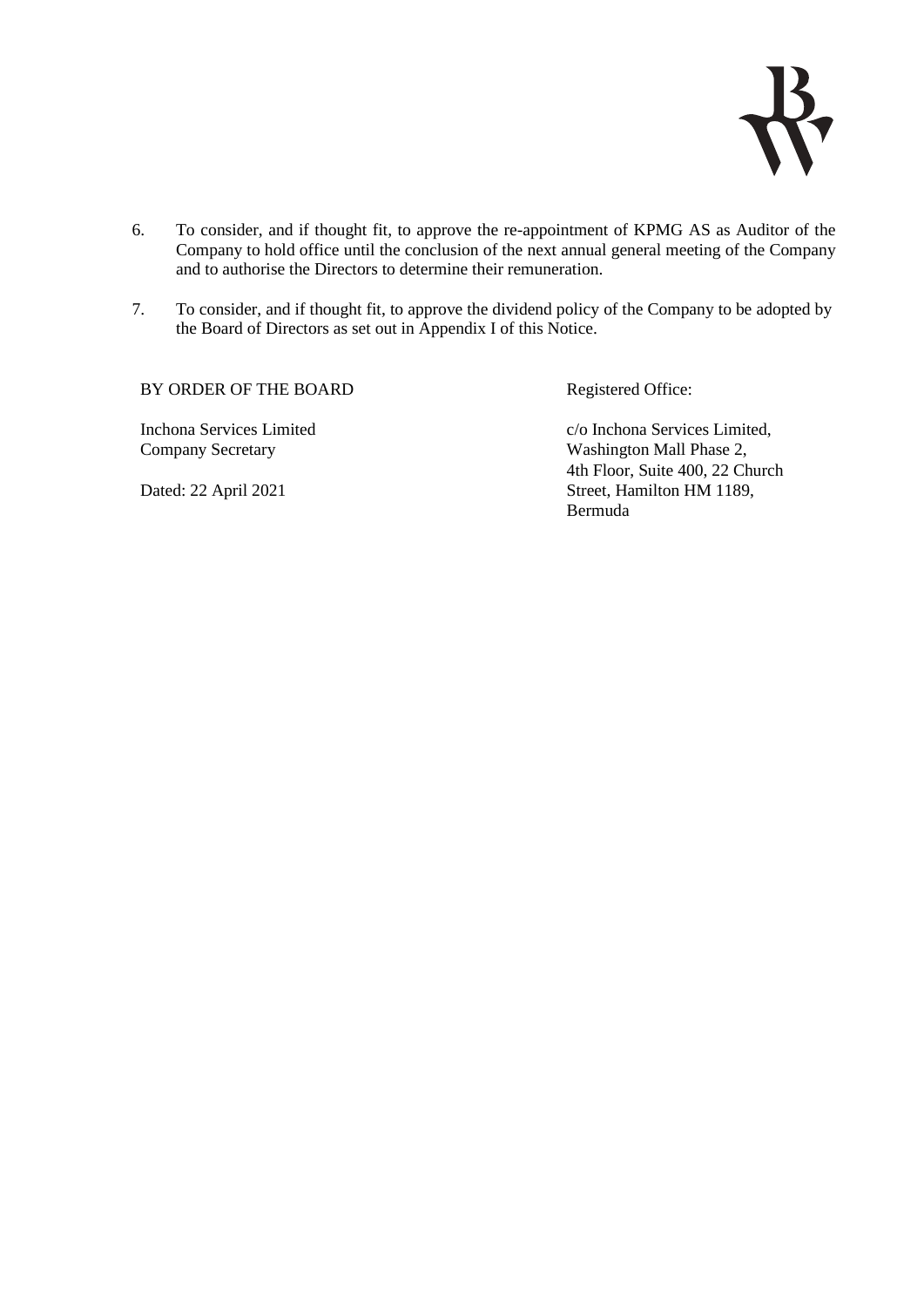6. To consider, and if thought fit, to approve the re-appointment of KPMG AS as Auditor of the Company to hold office until the conclusion of the next annual general meeting of the Company and to authorise the Directors to determine their remuneration.

7. To consider, and if thought fit, to approve the dividend policy of the Company to be adopted by the Board of Directors as set out in Appendix I of this Notice.

BY ORDER OF THE BOARD

Inchona Services Limited
Company Secretary

Dated: 22 April 2021

Registered Office:

c/o Inchona Services Limited,
Washington Mall Phase 2,
4th Floor, Suite 400, 22 Church
Street, Hamilton HM 1189,
Bermuda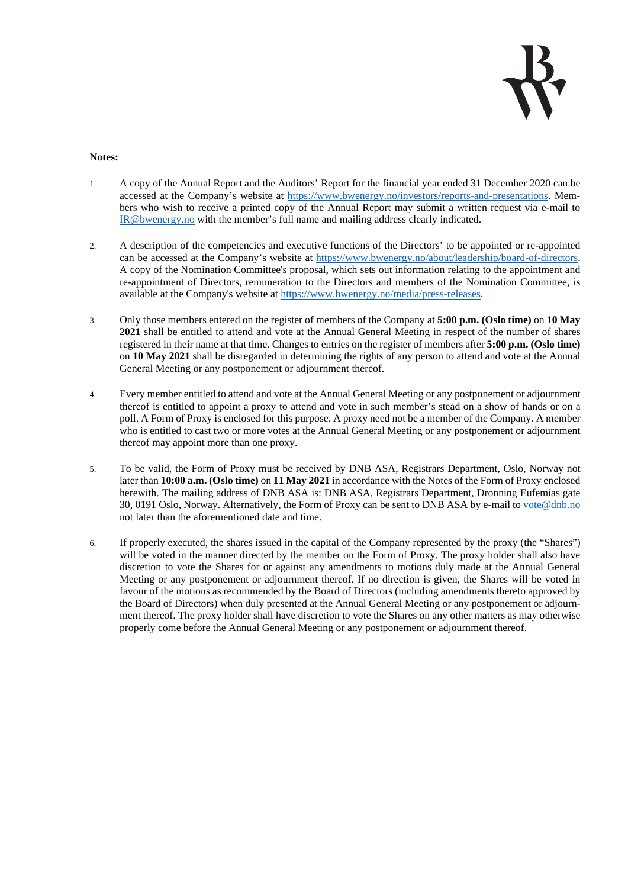**Notes:**

1. A copy of the Annual Report and the Auditors' Report for the financial year ended 31 December 2020 can be accessed at the Company's website at https://www.bwenergy.no/investors/reports-and-presentations. Members who wish to receive a printed copy of the Annual Report may submit a written request via e-mail to IR@bwenergy.no with the member's full name and mailing address clearly indicated.

2. A description of the competencies and executive functions of the Directors' to be appointed or re-appointed can be accessed at the Company's website at https://www.bwenergy.no/about/leadership/board-of-directors. A copy of the Nomination Committee's proposal, which sets out information relating to the appointment and re-appointment of Directors, remuneration to the Directors and members of the Nomination Committee, is available at the Company's website at https://www.bwenergy.no/media/press-releases.

3. Only those members entered on the register of members of the Company at **5:00 p.m. (Oslo time)** on **10 May 2021** shall be entitled to attend and vote at the Annual General Meeting in respect of the number of shares registered in their name at that time. Changes to entries on the register of members after **5:00 p.m. (Oslo time)** on **10 May 2021** shall be disregarded in determining the rights of any person to attend and vote at the Annual General Meeting or any postponement or adjournment thereof.

4. Every member entitled to attend and vote at the Annual General Meeting or any postponement or adjournment thereof is entitled to appoint a proxy to attend and vote in such member's stead on a show of hands or on a poll. A Form of Proxy is enclosed for this purpose. A proxy need not be a member of the Company. A member who is entitled to cast two or more votes at the Annual General Meeting or any postponement or adjournment thereof may appoint more than one proxy.

5. To be valid, the Form of Proxy must be received by DNB ASA, Registrars Department, Oslo, Norway not later than **10:00 a.m. (Oslo time)** on **11 May 2021** in accordance with the Notes of the Form of Proxy enclosed herewith. The mailing address of DNB ASA is: DNB ASA, Registrars Department, Dronning Eufemias gate 30, 0191 Oslo, Norway. Alternatively, the Form of Proxy can be sent to DNB ASA by e-mail to vote@dnb.no not later than the aforementioned date and time.

6. If properly executed, the shares issued in the capital of the Company represented by the proxy (the "Shares") will be voted in the manner directed by the member on the Form of Proxy. The proxy holder shall also have discretion to vote the Shares for or against any amendments to motions duly made at the Annual General Meeting or any postponement or adjournment thereof. If no direction is given, the Shares will be voted in favour of the motions as recommended by the Board of Directors (including amendments thereto approved by the Board of Directors) when duly presented at the Annual General Meeting or any postponement or adjournment thereof. The proxy holder shall have discretion to vote the Shares on any other matters as may otherwise properly come before the Annual General Meeting or any postponement or adjournment thereof.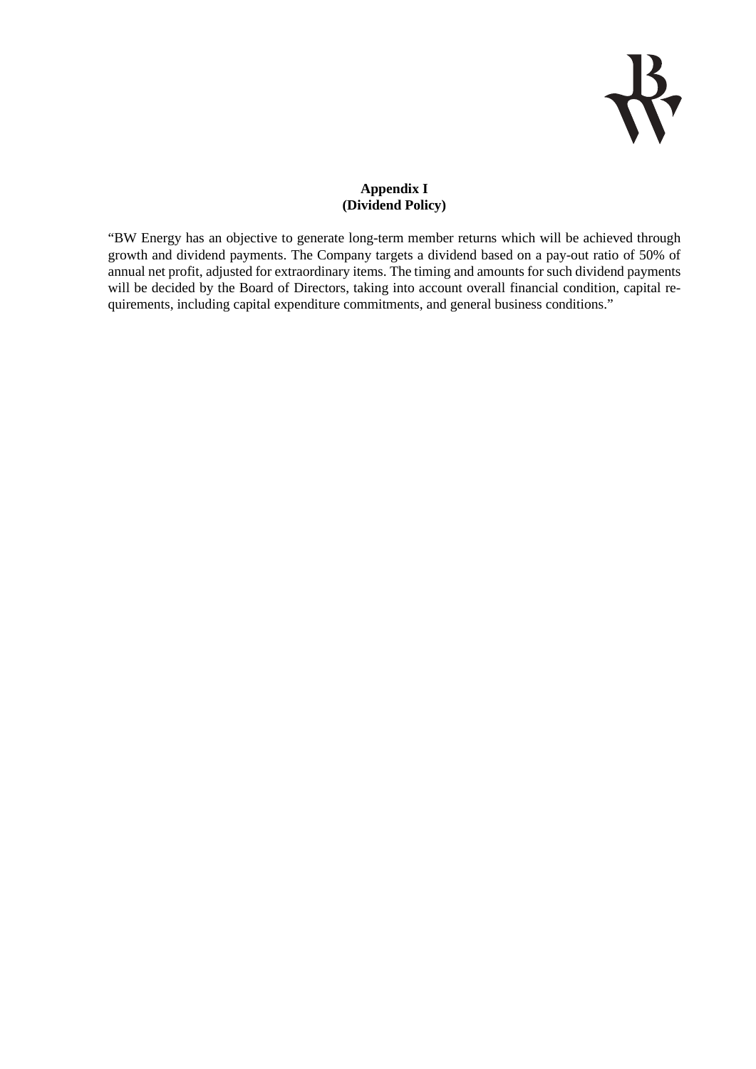**Appendix I**
**(Dividend Policy)**

"BW Energy has an objective to generate long-term member returns which will be achieved through growth and dividend payments. The Company targets a dividend based on a pay-out ratio of 50% of annual net profit, adjusted for extraordinary items. The timing and amounts for such dividend payments will be decided by the Board of Directors, taking into account overall financial condition, capital requirements, including capital expenditure commitments, and general business conditions."